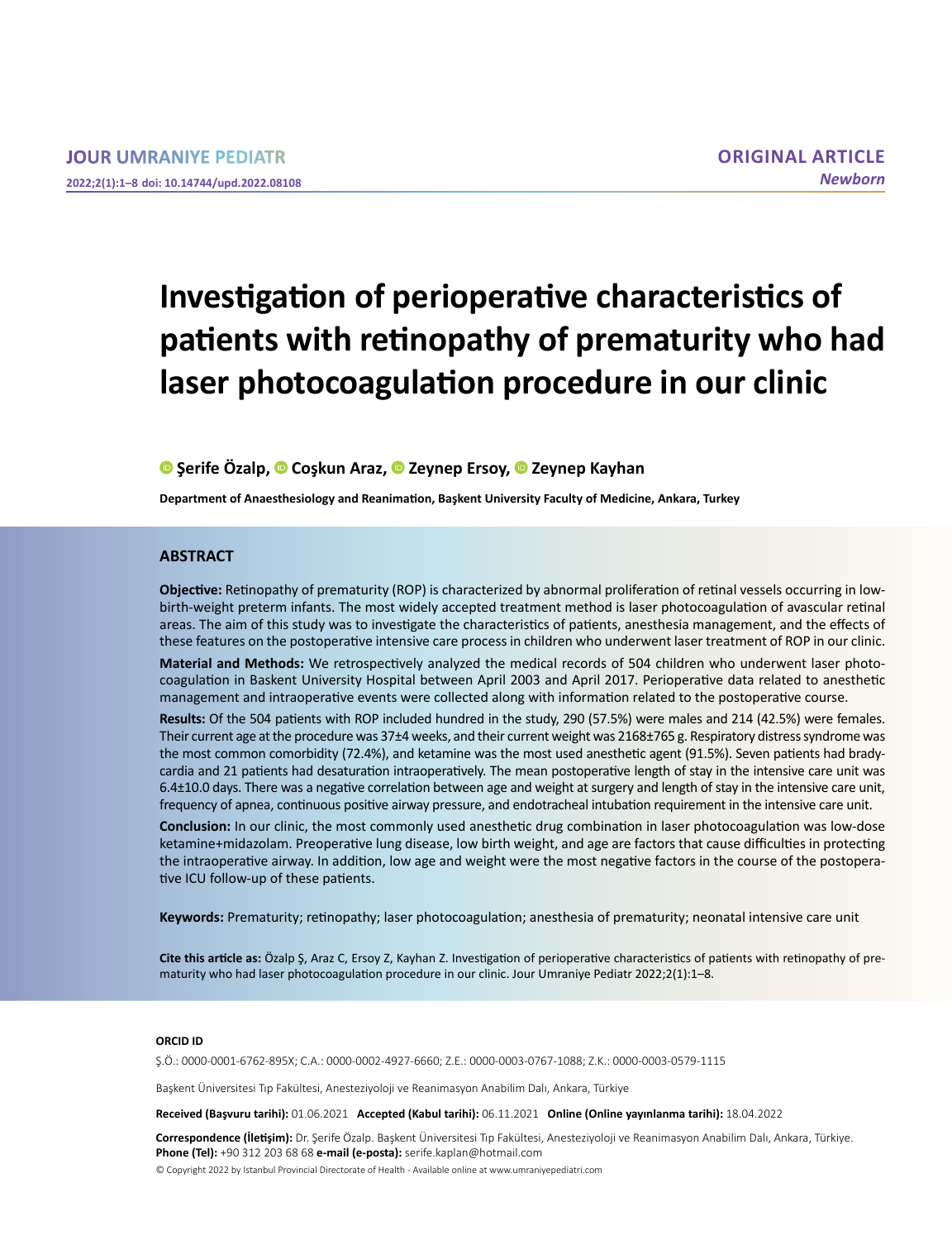**ORIGINAL ARTICLE**
*Newborn*

# Investigation of perioperative characteristics of patients with retinopathy of prematurity who had laser photocoagulation procedure in our clinic

**Şerife Özalp, Coşkun Araz, Zeynep Ersoy, Zeynep Kayhan**

**Department of Anaesthesiology and Reanimation, Başkent University Faculty of Medicine, Ankara, Turkey**

## ABSTRACT

**Objective:** Retinopathy of prematurity (ROP) is characterized by abnormal proliferation of retinal vessels occurring in low-birth-weight preterm infants. The most widely accepted treatment method is laser photocoagulation of avascular retinal areas. The aim of this study was to investigate the characteristics of patients, anesthesia management, and the effects of these features on the postoperative intensive care process in children who underwent laser treatment of ROP in our clinic.

**Material and Methods:** We retrospectively analyzed the medical records of 504 children who underwent laser photocoagulation in Baskent University Hospital between April 2003 and April 2017. Perioperative data related to anesthetic management and intraoperative events were collected along with information related to the postoperative course.

**Results:** Of the 504 patients with ROP included hundred in the study, 290 (57.5%) were males and 214 (42.5%) were females. Their current age at the procedure was 37±4 weeks, and their current weight was 2168±765 g. Respiratory distress syndrome was the most common comorbidity (72.4%), and ketamine was the most used anesthetic agent (91.5%). Seven patients had bradycardia and 21 patients had desaturation intraoperatively. The mean postoperative length of stay in the intensive care unit was 6.4±10.0 days. There was a negative correlation between age and weight at surgery and length of stay in the intensive care unit, frequency of apnea, continuous positive airway pressure, and endotracheal intubation requirement in the intensive care unit.

**Conclusion:** In our clinic, the most commonly used anesthetic drug combination in laser photocoagulation was low-dose ketamine+midazolam. Preoperative lung disease, low birth weight, and age are factors that cause difficulties in protecting the intraoperative airway. In addition, low age and weight were the most negative factors in the course of the postoperative ICU follow-up of these patients.

**Keywords:** Prematurity; retinopathy; laser photocoagulation; anesthesia of prematurity; neonatal intensive care unit

**Cite this article as:** Özalp Ş, Araz C, Ersoy Z, Kayhan Z. Investigation of perioperative characteristics of patients with retinopathy of prematurity who had laser photocoagulation procedure in our clinic. Jour Umraniye Pediatr 2022;2(1):1–8.

**ORCID ID**

Ş.Ö.: 0000-0001-6762-895X; C.A.: 0000-0002-4927-6660; Z.E.: 0000-0003-0767-1088; Z.K.: 0000-0003-0579-1115

Başkent Üniversitesi Tıp Fakültesi, Anesteziyoloji ve Reanimasyon Anabilim Dalı, Ankara, Türkiye

**Received (Başvuru tarihi):** 01.06.2021 **Accepted (Kabul tarihi):** 06.11.2021 **Online (Online yayınlanma tarihi):** 18.04.2022

**Correspondence (İletişim):** Dr. Şerife Özalp. Başkent Üniversitesi Tıp Fakültesi, Anesteziyoloji ve Reanimasyon Anabilim Dalı, Ankara, Türkiye.
**Phone (Tel):** +90 312 203 68 68 **e-mail (e-posta):** serife.kaplan@hotmail.com

© Copyright 2022 by Istanbul Provincial Directorate of Health - Available online at www.umraniyepediatri.com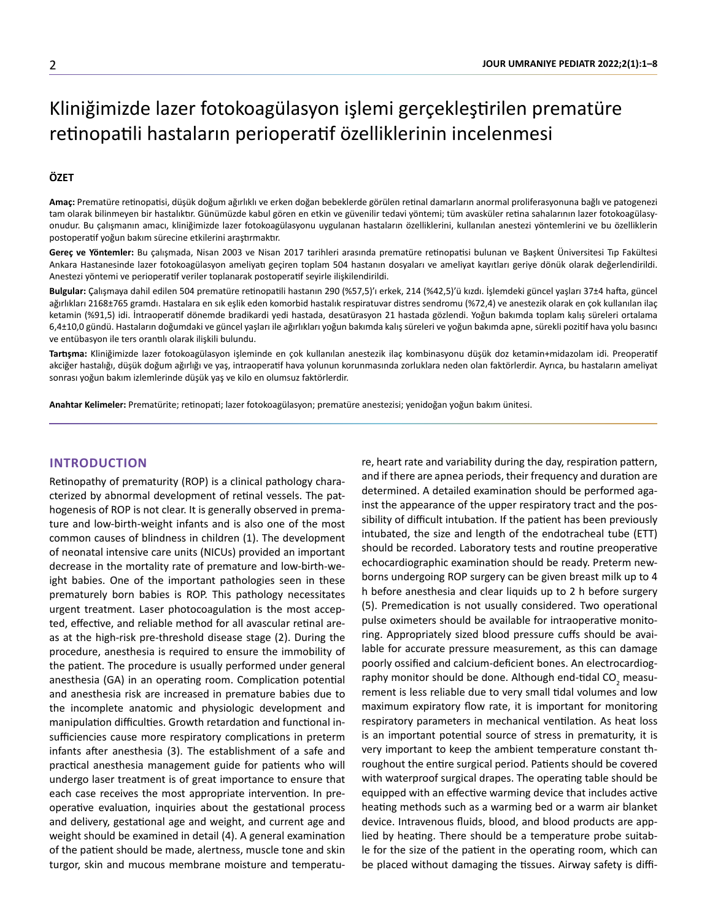# Kliniğimizde lazer fotokoagülasyon işlemi gerçekleştirilen prematüre retinopatili hastaların perioperatif özelliklerinin incelenmesi

### ÖZET

**Amaç:** Prematüre retinopatisi, düşük doğum ağırlıklı ve erken doğan bebeklerde görülen retinal damarların anormal proliferasyonuna bağlı ve patogenezi tam olarak bilinmeyen bir hastalıktır. Günümüzde kabul gören en etkin ve güvenilir tedavi yöntemi; tüm avasküler retina sahalarının lazer fotokoagülasyonudur. Bu çalışmanın amacı, kliniğimizde lazer fotokoagülasyonu uygulanan hastaların özelliklerini, kullanılan anestezi yöntemlerini ve bu özelliklerin postoperatif yoğun bakım sürecine etkilerini araştırmaktır.

**Gereç ve Yöntemler:** Bu çalışmada, Nisan 2003 ve Nisan 2017 tarihleri arasında prematüre retinopatisi bulunan ve Başkent Üniversitesi Tıp Fakültesi Ankara Hastanesinde lazer fotokoagülasyon ameliyatı geçiren toplam 504 hastanın dosyaları ve ameliyat kayıtları geriye dönük olarak değerlendirildi. Anestezi yöntemi ve perioperatif veriler toplanarak postoperatif seyirle ilişkilendirildi.

**Bulgular:** Çalışmaya dahil edilen 504 prematüre retinopatili hastanın 290 (%57,5)'ı erkek, 214 (%42,5)'ü kızdı. İşlemdeki güncel yaşları 37±4 hafta, güncel ağırlıkları 2168±765 gramdı. Hastalara en sık eşlik eden komorbid hastalık respiratuvar distres sendromu (%72,4) ve anestezik olarak en çok kullanılan ilaç ketamin (%91,5) idi. İntraoperatif dönemde bradikardi yedi hastada, desatürasyon 21 hastada gözlendi. Yoğun bakımda toplam kalış süreleri ortalama 6,4±10,0 gündü. Hastaların doğumdaki ve güncel yaşları ile ağırlıkları yoğun bakımda kalış süreleri ve yoğun bakımda apne, sürekli pozitif hava yolu basıncı ve entübasyon ile ters orantılı olarak ilişkili bulundu.

**Tartışma:** Kliniğimizde lazer fotokoagülasyon işleminde en çok kullanılan anestezik ilaç kombinasyonu düşük doz ketamin+midazolam idi. Preoperatif akciğer hastalığı, düşük doğum ağırlığı ve yaş, intraoperatif hava yolunun korunmasında zorluklara neden olan faktörlerdir. Ayrıca, bu hastaların ameliyat sonrası yoğun bakım izlemlerinde düşük yaş ve kilo en olumsuz faktörlerdir.

**Anahtar Kelimeler:** Prematürite; retinopati; lazer fotokoagülasyon; prematüre anestezisi; yenidoğan yoğun bakım ünitesi.

## INTRODUCTION

Retinopathy of prematurity (ROP) is a clinical pathology characterized by abnormal development of retinal vessels. The pathogenesis of ROP is not clear. It is generally observed in premature and low-birth-weight infants and is also one of the most common causes of blindness in children (1). The development of neonatal intensive care units (NICUs) provided an important decrease in the mortality rate of premature and low-birth-weight babies. One of the important pathologies seen in these prematurely born babies is ROP. This pathology necessitates urgent treatment. Laser photocoagulation is the most accepted, effective, and reliable method for all avascular retinal areas at the high-risk pre-threshold disease stage (2). During the procedure, anesthesia is required to ensure the immobility of the patient. The procedure is usually performed under general anesthesia (GA) in an operating room. Complication potential and anesthesia risk are increased in premature babies due to the incomplete anatomic and physiologic development and manipulation difficulties. Growth retardation and functional insufficiencies cause more respiratory complications in preterm infants after anesthesia (3). The establishment of a safe and practical anesthesia management guide for patients who will undergo laser treatment is of great importance to ensure that each case receives the most appropriate intervention. In preoperative evaluation, inquiries about the gestational process and delivery, gestational age and weight, and current age and weight should be examined in detail (4). A general examination of the patient should be made, alertness, muscle tone and skin turgor, skin and mucous membrane moisture and temperature, heart rate and variability during the day, respiration pattern, and if there are apnea periods, their frequency and duration are determined. A detailed examination should be performed against the appearance of the upper respiratory tract and the possibility of difficult intubation. If the patient has been previously intubated, the size and length of the endotracheal tube (ETT) should be recorded. Laboratory tests and routine preoperative echocardiographic examination should be ready. Preterm newborns undergoing ROP surgery can be given breast milk up to 4 h before anesthesia and clear liquids up to 2 h before surgery (5). Premedication is not usually considered. Two operational pulse oximeters should be available for intraoperative monitoring. Appropriately sized blood pressure cuffs should be available for accurate pressure measurement, as this can damage poorly ossified and calcium-deficient bones. An electrocardiography monitor should be done. Although end-tidal $CO_2$ measurement is less reliable due to very small tidal volumes and low maximum expiratory flow rate, it is important for monitoring respiratory parameters in mechanical ventilation. As heat loss is an important potential source of stress in prematurity, it is very important to keep the ambient temperature constant throughout the entire surgical period. Patients should be covered with waterproof surgical drapes. The operating table should be equipped with an effective warming device that includes active heating methods such as a warming bed or a warm air blanket device. Intravenous fluids, blood, and blood products are applied by heating. There should be a temperature probe suitable for the size of the patient in the operating room, which can be placed without damaging the tissues. Airway safety is diffi-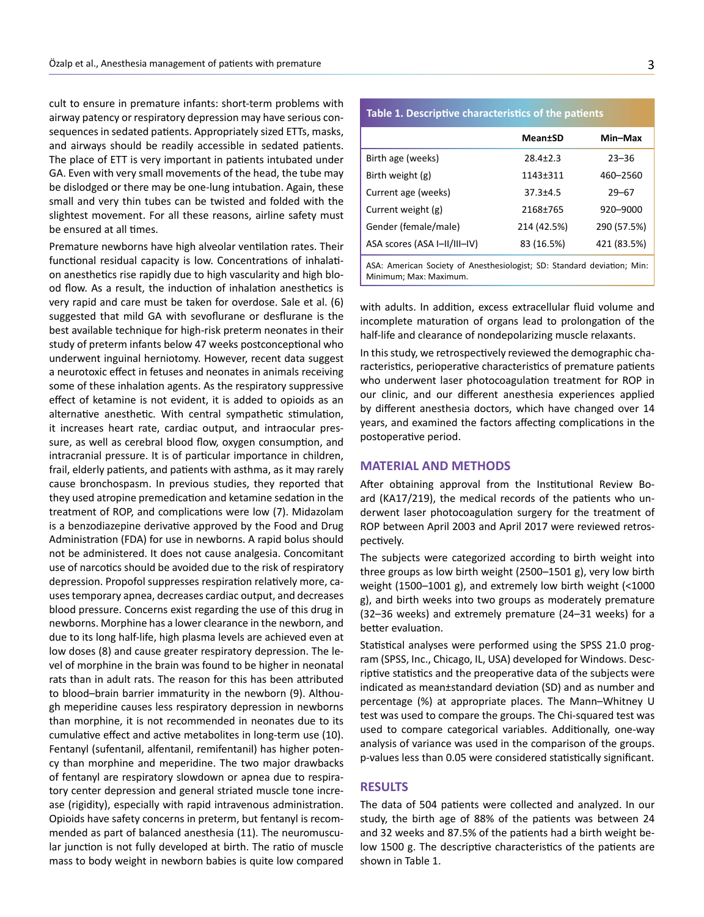cult to ensure in premature infants: short-term problems with airway patency or respiratory depression may have serious consequences in sedated patients. Appropriately sized ETTs, masks, and airways should be readily accessible in sedated patients. The place of ETT is very important in patients intubated under GA. Even with very small movements of the head, the tube may be dislodged or there may be one-lung intubation. Again, these small and very thin tubes can be twisted and folded with the slightest movement. For all these reasons, airline safety must be ensured at all times.

Premature newborns have high alveolar ventilation rates. Their functional residual capacity is low. Concentrations of inhalation anesthetics rise rapidly due to high vascularity and high blood flow. As a result, the induction of inhalation anesthetics is very rapid and care must be taken for overdose. Sale et al. (6) suggested that mild GA with sevoflurane or desflurane is the best available technique for high-risk preterm neonates in their study of preterm infants below 47 weeks postconceptional who underwent inguinal herniotomy. However, recent data suggest a neurotoxic effect in fetuses and neonates in animals receiving some of these inhalation agents. As the respiratory suppressive effect of ketamine is not evident, it is added to opioids as an alternative anesthetic. With central sympathetic stimulation, it increases heart rate, cardiac output, and intraocular pressure, as well as cerebral blood flow, oxygen consumption, and intracranial pressure. It is of particular importance in children, frail, elderly patients, and patients with asthma, as it may rarely cause bronchospasm. In previous studies, they reported that they used atropine premedication and ketamine sedation in the treatment of ROP, and complications were low (7). Midazolam is a benzodiazepine derivative approved by the Food and Drug Administration (FDA) for use in newborns. A rapid bolus should not be administered. It does not cause analgesia. Concomitant use of narcotics should be avoided due to the risk of respiratory depression. Propofol suppresses respiration relatively more, causes temporary apnea, decreases cardiac output, and decreases blood pressure. Concerns exist regarding the use of this drug in newborns. Morphine has a lower clearance in the newborn, and due to its long half-life, high plasma levels are achieved even at low doses (8) and cause greater respiratory depression. The level of morphine in the brain was found to be higher in neonatal rats than in adult rats. The reason for this has been attributed to blood–brain barrier immaturity in the newborn (9). Although meperidine causes less respiratory depression in newborns than morphine, it is not recommended in neonates due to its cumulative effect and active metabolites in long-term use (10). Fentanyl (sufentanil, alfentanil, remifentanil) has higher potency than morphine and meperidine. The two major drawbacks of fentanyl are respiratory slowdown or apnea due to respiratory center depression and general striated muscle tone increase (rigidity), especially with rapid intravenous administration. Opioids have safety concerns in preterm, but fentanyl is recommended as part of balanced anesthesia (11). The neuromuscular junction is not fully developed at birth. The ratio of muscle mass to body weight in newborn babies is quite low compared with adults. In addition, excess extracellular fluid volume and incomplete maturation of organs lead to prolongation of the half-life and clearance of nondepolarizing muscle relaxants.

In this study, we retrospectively reviewed the demographic characteristics, perioperative characteristics of premature patients who underwent laser photocoagulation treatment for ROP in our clinic, and our different anesthesia experiences applied by different anesthesia doctors, which have changed over 14 years, and examined the factors affecting complications in the postoperative period.

## MATERIAL AND METHODS

After obtaining approval from the Institutional Review Board (KA17/219), the medical records of the patients who underwent laser photocoagulation surgery for the treatment of ROP between April 2003 and April 2017 were reviewed retrospectively.

The subjects were categorized according to birth weight into three groups as low birth weight (2500–1501 g), very low birth weight (1500–1001 g), and extremely low birth weight (<1000 g), and birth weeks into two groups as moderately premature (32–36 weeks) and extremely premature (24–31 weeks) for a better evaluation.

Statistical analyses were performed using the SPSS 21.0 program (SPSS, Inc., Chicago, IL, USA) developed for Windows. Descriptive statistics and the preoperative data of the subjects were indicated as mean±standard deviation (SD) and as number and percentage (%) at appropriate places. The Mann–Whitney U test was used to compare the groups. The Chi-squared test was used to compare categorical variables. Additionally, one-way analysis of variance was used in the comparison of the groups. p-values less than 0.05 were considered statistically significant.

## RESULTS

The data of 504 patients were collected and analyzed. In our study, the birth age of 88% of the patients was between 24 and 32 weeks and 87.5% of the patients had a birth weight below 1500 g. The descriptive characteristics of the patients are shown in Table 1.

**Table 1. Descriptive characteristics of the patients**

| | Mean±SD | Min–Max |
|---|---|---|
| Birth age (weeks) | 28.4±2.3 | 23–36 |
| Birth weight (g) | 1143±311 | 460–2560 |
| Current age (weeks) | 37.3±4.5 | 29–67 |
| Current weight (g) | 2168±765 | 920–9000 |
| Gender (female/male) | 214 (42.5%) | 290 (57.5%) |
| ASA scores (ASA I–II/III–IV) | 83 (16.5%) | 421 (83.5%) |

ASA: American Society of Anesthesiologist; SD: Standard deviation; Min: Minimum; Max: Maximum.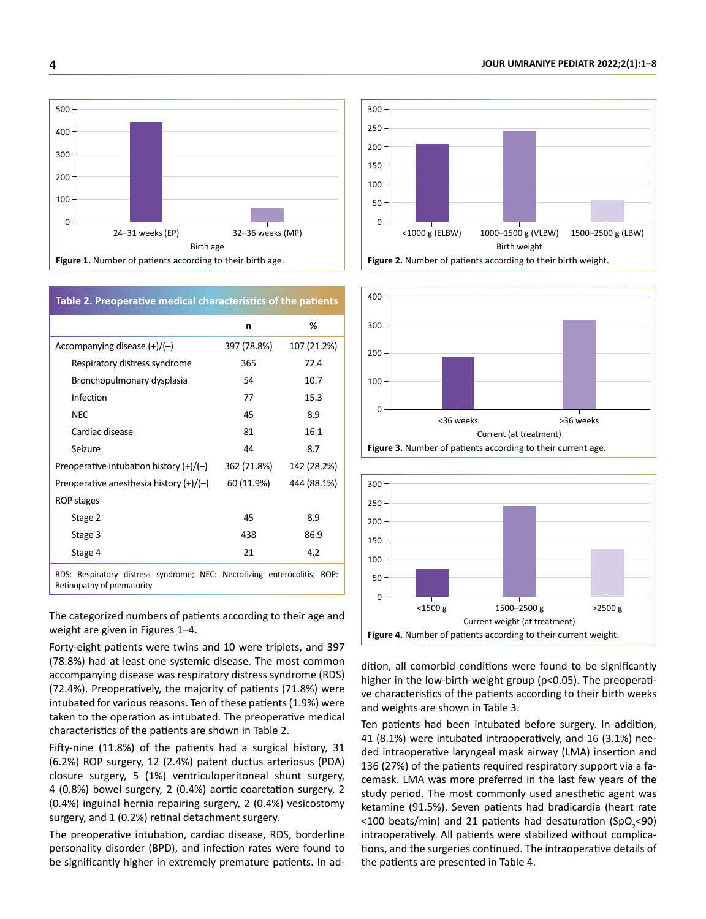Figure 1. Number of patients according to their birth age.

Figure 2. Number of patients according to their birth weight.

**Table 2. Preoperative medical characteristics of the patients**

| | n | % |
|---|---|---|
| Accompanying disease (+)/(–) | 397 (78.8%) | 107 (21.2%) |
| Respiratory distress syndrome | 365 | 72.4 |
| Bronchopulmonary dysplasia | 54 | 10.7 |
| Infection | 77 | 15.3 |
| NEC | 45 | 8.9 |
| Cardiac disease | 81 | 16.1 |
| Seizure | 44 | 8.7 |
| Preoperative intubation history (+)/(–) | 362 (71.8%) | 142 (28.2%) |
| Preoperative anesthesia history (+)/(–) | 60 (11.9%) | 444 (88.1%) |
| ROP stages | | |
| Stage 2 | 45 | 8.9 |
| Stage 3 | 438 | 86.9 |
| Stage 4 | 21 | 4.2 |

RDS: Respiratory distress syndrome; NEC: Necrotizing enterocolitis; ROP: Retinopathy of prematurity

Figure 3. Number of patients according to their current age.

Figure 4. Number of patients according to their current weight.

The categorized numbers of patients according to their age and weight are given in Figures 1–4.

Forty-eight patients were twins and 10 were triplets, and 397 (78.8%) had at least one systemic disease. The most common accompanying disease was respiratory distress syndrome (RDS) (72.4%). Preoperatively, the majority of patients (71.8%) were intubated for various reasons. Ten of these patients (1.9%) were taken to the operation as intubated. The preoperative medical characteristics of the patients are shown in Table 2.

Fifty-nine (11.8%) of the patients had a surgical history, 31 (6.2%) ROP surgery, 12 (2.4%) patent ductus arteriosus (PDA) closure surgery, 5 (1%) ventriculoperitoneal shunt surgery, 4 (0.8%) bowel surgery, 2 (0.4%) aortic coarctation surgery, 2 (0.4%) inguinal hernia repairing surgery, 2 (0.4%) vesicostomy surgery, and 1 (0.2%) retinal detachment surgery.

The preoperative intubation, cardiac disease, RDS, borderline personality disorder (BPD), and infection rates were found to be significantly higher in extremely premature patients. In addition, all comorbid conditions were found to be significantly higher in the low-birth-weight group ($p<0.05$). The preoperative characteristics of the patients according to their birth weeks and weights are shown in Table 3.

Ten patients had been intubated before surgery. In addition, 41 (8.1%) were intubated intraoperatively, and 16 (3.1%) needed intraoperative laryngeal mask airway (LMA) insertion and 136 (27%) of the patients required respiratory support via a facemask. LMA was more preferred in the last few years of the study period. The most commonly used anesthetic agent was ketamine (91.5%). Seven patients had bradicardia (heart rate <100 beats/min) and 21 patients had desaturation ($SpO_2$<90) intraoperatively. All patients were stabilized without complications, and the surgeries continued. The intraoperative details of the patients are presented in Table 4.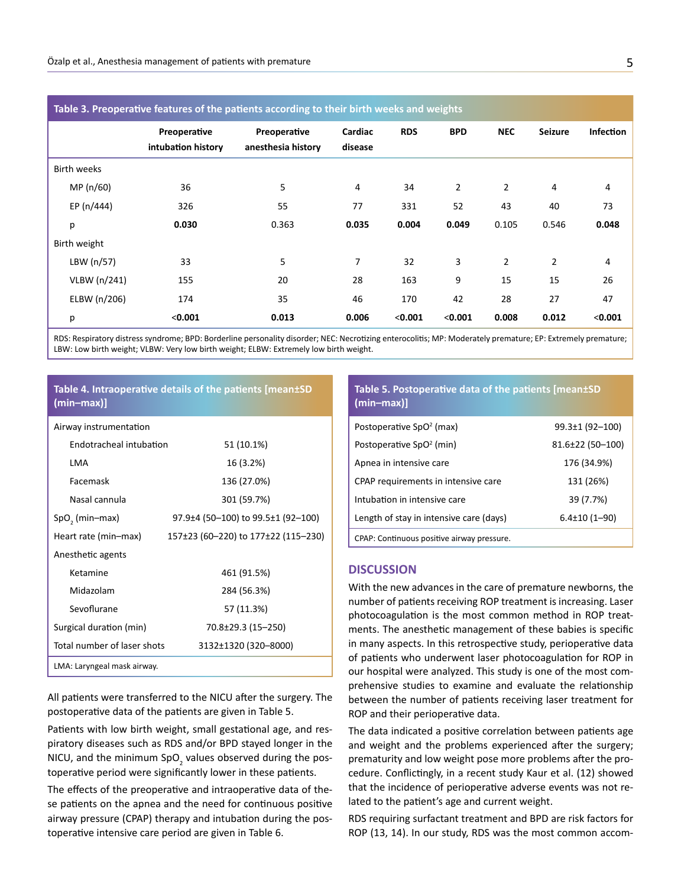**Table 3. Preoperative features of the patients according to their birth weeks and weights**

| | Preoperative intubation history | Preoperative anesthesia history | Cardiac disease | RDS | BPD | NEC | Seizure | Infection |
|---|---|---|---|---|---|---|---|---|
| Birth weeks | | | | | | | | |
| MP (n/60) | 36 | 5 | 4 | 34 | 2 | 2 | 4 | 4 |
| EP (n/444) | 326 | 55 | 77 | 331 | 52 | 43 | 40 | 73 |
| p | **0.030** | 0.363 | **0.035** | **0.004** | **0.049** | 0.105 | 0.546 | **0.048** |
| Birth weight | | | | | | | | |
| LBW (n/57) | 33 | 5 | 7 | 32 | 3 | 2 | 2 | 4 |
| VLBW (n/241) | 155 | 20 | 28 | 163 | 9 | 15 | 15 | 26 |
| ELBW (n/206) | 174 | 35 | 46 | 170 | 42 | 28 | 27 | 47 |
| p | **<0.001** | **0.013** | **0.006** | **<0.001** | **<0.001** | **0.008** | **0.012** | **<0.001** |

RDS: Respiratory distress syndrome; BPD: Borderline personality disorder; NEC: Necrotizing enterocolitis; MP: Moderately premature; EP: Extremely premature; LBW: Low birth weight; VLBW: Very low birth weight; ELBW: Extremely low birth weight.

**Table 4. Intraoperative details of the patients [mean±SD (min–max)]**

| | |
|---|---|
| Airway instrumentation | |
| Endotracheal intubation | 51 (10.1%) |
| LMA | 16 (3.2%) |
| Facemask | 136 (27.0%) |
| Nasal cannula | 301 (59.7%) |
| $SpO_2$ (min–max) | 97.9±4 (50–100) to 99.5±1 (92–100) |
| Heart rate (min–max) | 157±23 (60–220) to 177±22 (115–230) |
| Anesthetic agents | |
| Ketamine | 461 (91.5%) |
| Midazolam | 284 (56.3%) |
| Sevoflurane | 57 (11.3%) |
| Surgical duration (min) | 70.8±29.3 (15–250) |
| Total number of laser shots | 3132±1320 (320–8000) |

LMA: Laryngeal mask airway.

All patients were transferred to the NICU after the surgery. The postoperative data of the patients are given in Table 5.

Patients with low birth weight, small gestational age, and respiratory diseases such as RDS and/or BPD stayed longer in the NICU, and the minimum $SpO_2$ values observed during the postoperative period were significantly lower in these patients.

The effects of the preoperative and intraoperative data of these patients on the apnea and the need for continuous positive airway pressure (CPAP) therapy and intubation during the postoperative intensive care period are given in Table 6.

**Table 5. Postoperative data of the patients [mean±SD (min–max)]**

| | |
|---|---|
| Postoperative $SpO^2$ (max) | 99.3±1 (92–100) |
| Postoperative $SpO^2$ (min) | 81.6±22 (50–100) |
| Apnea in intensive care | 176 (34.9%) |
| CPAP requirements in intensive care | 131 (26%) |
| Intubation in intensive care | 39 (7.7%) |
| Length of stay in intensive care (days) | 6.4±10 (1–90) |

CPAP: Continuous positive airway pressure.

## DISCUSSION

With the new advances in the care of premature newborns, the number of patients receiving ROP treatment is increasing. Laser photocoagulation is the most common method in ROP treatments. The anesthetic management of these babies is specific in many aspects. In this retrospective study, perioperative data of patients who underwent laser photocoagulation for ROP in our hospital were analyzed. This study is one of the most comprehensive studies to examine and evaluate the relationship between the number of patients receiving laser treatment for ROP and their perioperative data.

The data indicated a positive correlation between patients age and weight and the problems experienced after the surgery; prematurity and low weight pose more problems after the procedure. Conflictingly, in a recent study Kaur et al. (12) showed that the incidence of perioperative adverse events was not related to the patient's age and current weight.

RDS requiring surfactant treatment and BPD are risk factors for ROP (13, 14). In our study, RDS was the most common accom-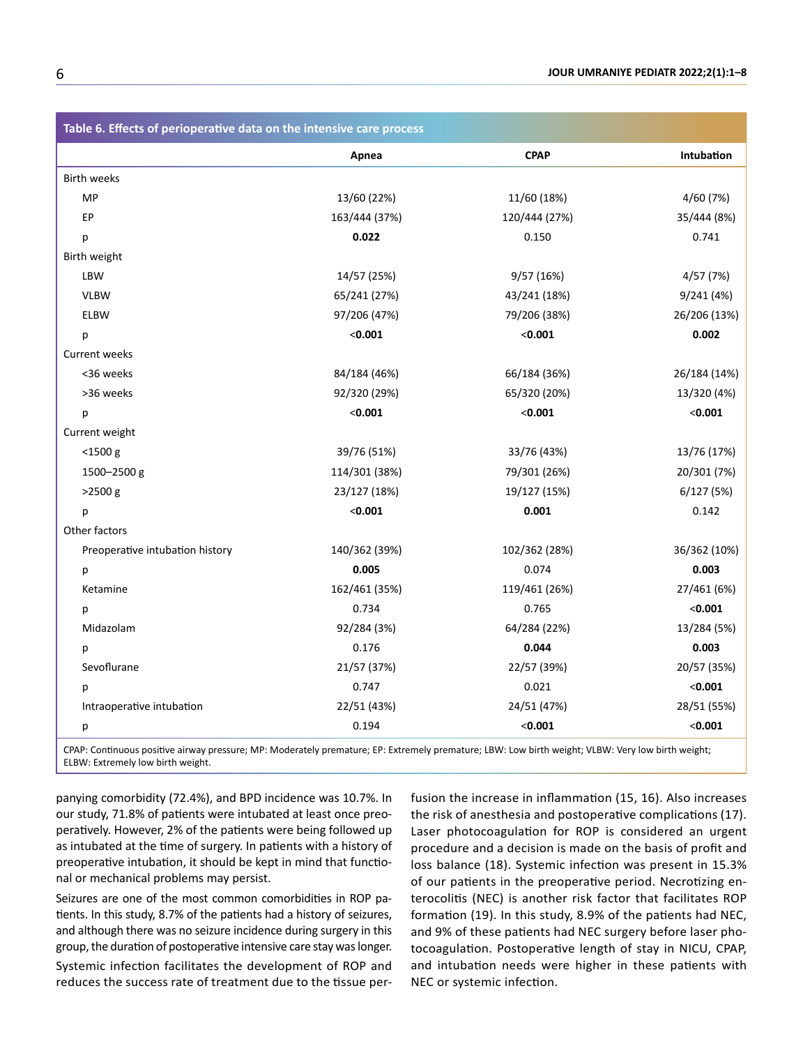**Table 6. Effects of perioperative data on the intensive care process**

| | Apnea | CPAP | Intubation |
|---|---|---|---|
| Birth weeks | | | |
| MP | 13/60 (22%) | 11/60 (18%) | 4/60 (7%) |
| EP | 163/444 (37%) | 120/444 (27%) | 35/444 (8%) |
| p | **0.022** | 0.150 | 0.741 |
| Birth weight | | | |
| LBW | 14/57 (25%) | 9/57 (16%) | 4/57 (7%) |
| VLBW | 65/241 (27%) | 43/241 (18%) | 9/241 (4%) |
| ELBW | 97/206 (47%) | 79/206 (38%) | 26/206 (13%) |
| p | **<0.001** | **<0.001** | **0.002** |
| Current weeks | | | |
| <36 weeks | 84/184 (46%) | 66/184 (36%) | 26/184 (14%) |
| >36 weeks | 92/320 (29%) | 65/320 (20%) | 13/320 (4%) |
| p | **<0.001** | **<0.001** | **<0.001** |
| Current weight | | | |
| <1500 g | 39/76 (51%) | 33/76 (43%) | 13/76 (17%) |
| 1500–2500 g | 114/301 (38%) | 79/301 (26%) | 20/301 (7%) |
| >2500 g | 23/127 (18%) | 19/127 (15%) | 6/127 (5%) |
| p | **<0.001** | **0.001** | 0.142 |
| Other factors | | | |
| Preoperative intubation history | 140/362 (39%) | 102/362 (28%) | 36/362 (10%) |
| p | **0.005** | 0.074 | **0.003** |
| Ketamine | 162/461 (35%) | 119/461 (26%) | 27/461 (6%) |
| p | 0.734 | 0.765 | **<0.001** |
| Midazolam | 92/284 (3%) | 64/284 (22%) | 13/284 (5%) |
| p | 0.176 | **0.044** | **0.003** |
| Sevoflurane | 21/57 (37%) | 22/57 (39%) | 20/57 (35%) |
| p | 0.747 | 0.021 | **<0.001** |
| Intraoperative intubation | 22/51 (43%) | 24/51 (47%) | 28/51 (55%) |
| p | 0.194 | **<0.001** | **<0.001** |

CPAP: Continuous positive airway pressure; MP: Moderately premature; EP: Extremely premature; LBW: Low birth weight; VLBW: Very low birth weight; ELBW: Extremely low birth weight.

panying comorbidity (72.4%), and BPD incidence was 10.7%. In our study, 71.8% of patients were intubated at least once preoperatively. However, 2% of the patients were being followed up as intubated at the time of surgery. In patients with a history of preoperative intubation, it should be kept in mind that functional or mechanical problems may persist.

Seizures are one of the most common comorbidities in ROP patients. In this study, 8.7% of the patients had a history of seizures, and although there was no seizure incidence during surgery in this group, the duration of postoperative intensive care stay was longer.

Systemic infection facilitates the development of ROP and reduces the success rate of treatment due to the tissue perfusion the increase in inflammation (15, 16). Also increases the risk of anesthesia and postoperative complications (17). Laser photocoagulation for ROP is considered an urgent procedure and a decision is made on the basis of profit and loss balance (18). Systemic infection was present in 15.3% of our patients in the preoperative period. Necrotizing enterocolitis (NEC) is another risk factor that facilitates ROP formation (19). In this study, 8.9% of the patients had NEC, and 9% of these patients had NEC surgery before laser photocoagulation. Postoperative length of stay in NICU, CPAP, and intubation needs were higher in these patients with NEC or systemic infection.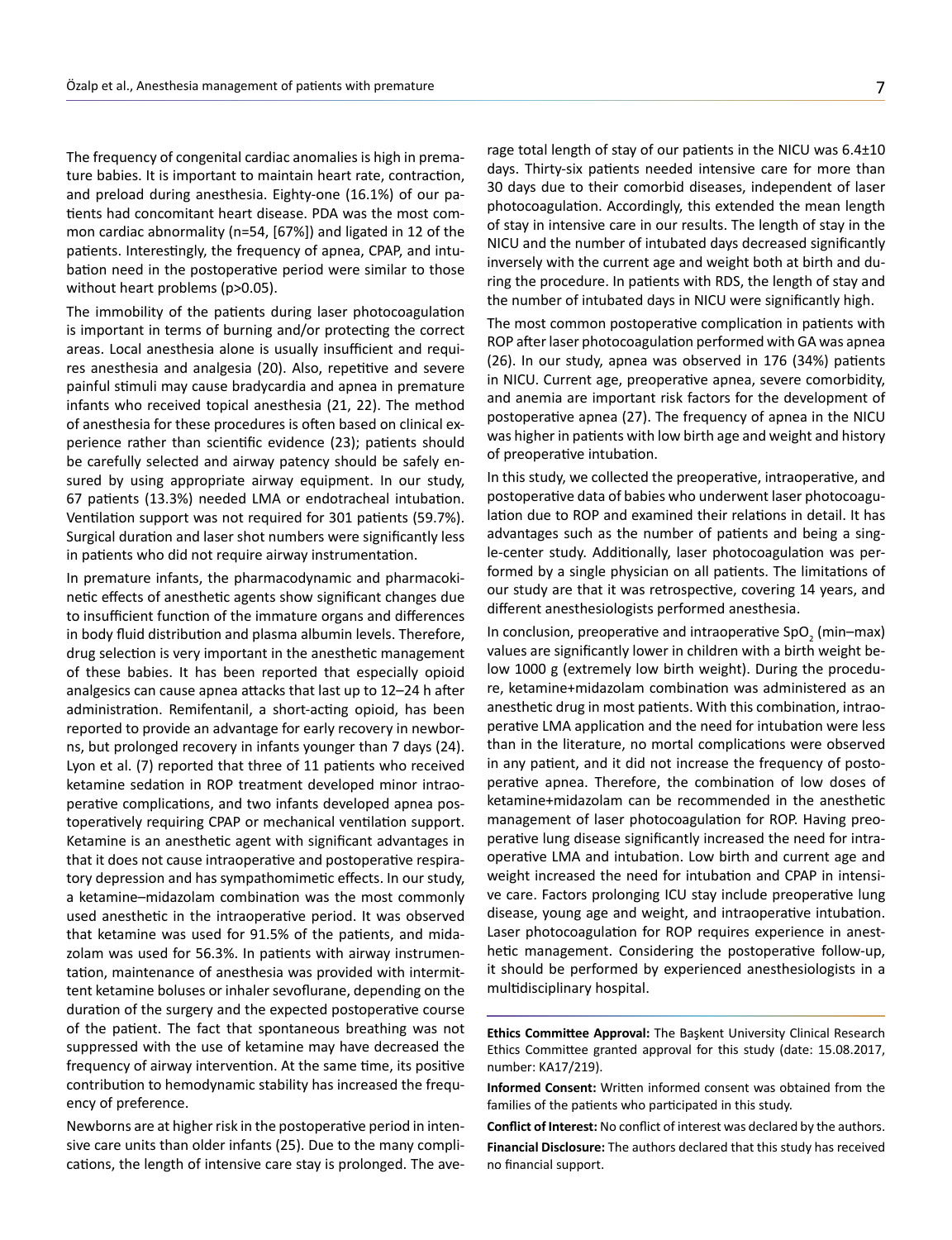The frequency of congenital cardiac anomalies is high in premature babies. It is important to maintain heart rate, contraction, and preload during anesthesia. Eighty-one (16.1%) of our patients had concomitant heart disease. PDA was the most common cardiac abnormality (n=54, [67%]) and ligated in 12 of the patients. Interestingly, the frequency of apnea, CPAP, and intubation need in the postoperative period were similar to those without heart problems (p>0.05).

The immobility of the patients during laser photocoagulation is important in terms of burning and/or protecting the correct areas. Local anesthesia alone is usually insufficient and requires anesthesia and analgesia (20). Also, repetitive and severe painful stimuli may cause bradycardia and apnea in premature infants who received topical anesthesia (21, 22). The method of anesthesia for these procedures is often based on clinical experience rather than scientific evidence (23); patients should be carefully selected and airway patency should be safely ensured by using appropriate airway equipment. In our study, 67 patients (13.3%) needed LMA or endotracheal intubation. Ventilation support was not required for 301 patients (59.7%). Surgical duration and laser shot numbers were significantly less in patients who did not require airway instrumentation.

In premature infants, the pharmacodynamic and pharmacokinetic effects of anesthetic agents show significant changes due to insufficient function of the immature organs and differences in body fluid distribution and plasma albumin levels. Therefore, drug selection is very important in the anesthetic management of these babies. It has been reported that especially opioid analgesics can cause apnea attacks that last up to 12–24 h after administration. Remifentanil, a short-acting opioid, has been reported to provide an advantage for early recovery in newborns, but prolonged recovery in infants younger than 7 days (24). Lyon et al. (7) reported that three of 11 patients who received ketamine sedation in ROP treatment developed minor intraoperative complications, and two infants developed apnea postoperatively requiring CPAP or mechanical ventilation support. Ketamine is an anesthetic agent with significant advantages in that it does not cause intraoperative and postoperative respiratory depression and has sympathomimetic effects. In our study, a ketamine–midazolam combination was the most commonly used anesthetic in the intraoperative period. It was observed that ketamine was used for 91.5% of the patients, and midazolam was used for 56.3%. In patients with airway instrumentation, maintenance of anesthesia was provided with intermittent ketamine boluses or inhaler sevoflurane, depending on the duration of the surgery and the expected postoperative course of the patient. The fact that spontaneous breathing was not suppressed with the use of ketamine may have decreased the frequency of airway intervention. At the same time, its positive contribution to hemodynamic stability has increased the frequency of preference.

Newborns are at higher risk in the postoperative period in intensive care units than older infants (25). Due to the many complications, the length of intensive care stay is prolonged. The average total length of stay of our patients in the NICU was 6.4±10 days. Thirty-six patients needed intensive care for more than 30 days due to their comorbid diseases, independent of laser photocoagulation. Accordingly, this extended the mean length of stay in intensive care in our results. The length of stay in the NICU and the number of intubated days decreased significantly inversely with the current age and weight both at birth and during the procedure. In patients with RDS, the length of stay and the number of intubated days in NICU were significantly high.

The most common postoperative complication in patients with ROP after laser photocoagulation performed with GA was apnea (26). In our study, apnea was observed in 176 (34%) patients in NICU. Current age, preoperative apnea, severe comorbidity, and anemia are important risk factors for the development of postoperative apnea (27). The frequency of apnea in the NICU was higher in patients with low birth age and weight and history of preoperative intubation.

In this study, we collected the preoperative, intraoperative, and postoperative data of babies who underwent laser photocoagulation due to ROP and examined their relations in detail. It has advantages such as the number of patients and being a single-center study. Additionally, laser photocoagulation was performed by a single physician on all patients. The limitations of our study are that it was retrospective, covering 14 years, and different anesthesiologists performed anesthesia.

In conclusion, preoperative and intraoperative $SpO_2$ (min–max) values are significantly lower in children with a birth weight below 1000 g (extremely low birth weight). During the procedure, ketamine+midazolam combination was administered as an anesthetic drug in most patients. With this combination, intraoperative LMA application and the need for intubation were less than in the literature, no mortal complications were observed in any patient, and it did not increase the frequency of postoperative apnea. Therefore, the combination of low doses of ketamine+midazolam can be recommended in the anesthetic management of laser photocoagulation for ROP. Having preoperative lung disease significantly increased the need for intraoperative LMA and intubation. Low birth and current age and weight increased the need for intubation and CPAP in intensive care. Factors prolonging ICU stay include preoperative lung disease, young age and weight, and intraoperative intubation. Laser photocoagulation for ROP requires experience in anesthetic management. Considering the postoperative follow-up, it should be performed by experienced anesthesiologists in a multidisciplinary hospital.

**Ethics Committee Approval:** The Başkent University Clinical Research Ethics Committee granted approval for this study (date: 15.08.2017, number: KA17/219).

**Informed Consent:** Written informed consent was obtained from the families of the patients who participated in this study.

**Conflict of Interest:** No conflict of interest was declared by the authors.

**Financial Disclosure:** The authors declared that this study has received no financial support.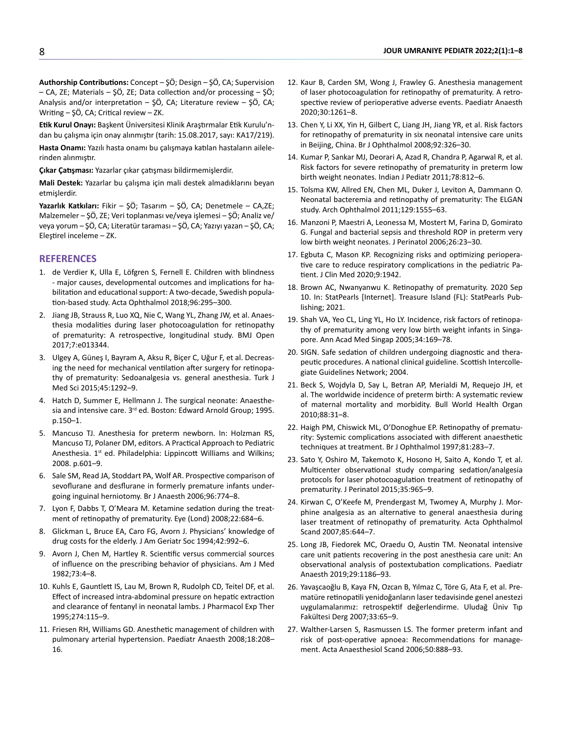**Authorship Contributions:** Concept – ŞÖ; Design – ŞÖ, CA; Supervision – CA, ZE; Materials – ŞÖ, ZE; Data collection and/or processing – ŞÖ; Analysis and/or interpretation – ŞÖ, CA; Literature review – ŞÖ, CA; Writing – ŞÖ, CA; Critical review – ZK.

**Etik Kurul Onayı:** Başkent Üniversitesi Klinik Araştırmalar Etik Kurulu'ndan bu çalışma için onay alınmıştır (tarih: 15.08.2017, sayı: KA17/219).

**Hasta Onamı:** Yazılı hasta onamı bu çalışmaya katılan hastaların ailelerinden alınmıştır.

**Çıkar Çatışması:** Yazarlar çıkar çatışması bildirmemişlerdir.

**Mali Destek:** Yazarlar bu çalışma için mali destek almadıklarını beyan etmişlerdir.

**Yazarlık Katkıları:** Fikir – ŞÖ; Tasarım – ŞÖ, CA; Denetmele – CA,ZE; Malzemeler – ŞÖ, ZE; Veri toplanması ve/veya işlemesi – ŞÖ; Analiz ve/veya yorum – ŞÖ, CA; Literatür taraması – ŞÖ, CA; Yazıyı yazan – ŞÖ, CA; Eleştirel inceleme – ZK.

## REFERENCES

1. de Verdier K, Ulla E, Löfgren S, Fernell E. Children with blindness - major causes, developmental outcomes and implications for habilitation and educational support: A two-decade, Swedish population-based study. Acta Ophthalmol 2018;96:295–300.
2. Jiang JB, Strauss R, Luo XQ, Nie C, Wang YL, Zhang JW, et al. Anaesthesia modalities during laser photocoagulation for retinopathy of prematurity: A retrospective, longitudinal study. BMJ Open 2017;7:e013344.
3. Ulgey A, Güneş I, Bayram A, Aksu R, Biçer C, Uğur F, et al. Decreasing the need for mechanical ventilation after surgery for retinopathy of prematurity: Sedoanalgesia vs. general anesthesia. Turk J Med Sci 2015;45:1292–9.
4. Hatch D, Summer E, Hellmann J. The surgical neonate: Anaesthesia and intensive care. 3rd ed. Boston: Edward Arnold Group; 1995. p.150–1.
5. Mancuso TJ. Anesthesia for preterm newborn. In: Holzman RS, Mancuso TJ, Polaner DM, editors. A Practical Approach to Pediatric Anesthesia. 1st ed. Philadelphia: Lippincott Williams and Wilkins; 2008. p.601–9.
6. Sale SM, Read JA, Stoddart PA, Wolf AR. Prospective comparison of sevoflurane and desflurane in formerly premature infants undergoing inguinal herniotomy. Br J Anaesth 2006;96:774–8.
7. Lyon F, Dabbs T, O'Meara M. Ketamine sedation during the treatment of retinopathy of prematurity. Eye (Lond) 2008;22:684–6.
8. Glickman L, Bruce EA, Caro FG, Avorn J. Physicians' knowledge of drug costs for the elderly. J Am Geriatr Soc 1994;42:992–6.
9. Avorn J, Chen M, Hartley R. Scientific versus commercial sources of influence on the prescribing behavior of physicians. Am J Med 1982;73:4–8.
10. Kuhls E, Gauntlett IS, Lau M, Brown R, Rudolph CD, Teitel DF, et al. Effect of increased intra-abdominal pressure on hepatic extraction and clearance of fentanyl in neonatal lambs. J Pharmacol Exp Ther 1995;274:115–9.
11. Friesen RH, Williams GD. Anesthetic management of children with pulmonary arterial hypertension. Paediatr Anaesth 2008;18:208–16.
12. Kaur B, Carden SM, Wong J, Frawley G. Anesthesia management of laser photocoagulation for retinopathy of prematurity. A retrospective review of perioperative adverse events. Paediatr Anaesth 2020;30:1261–8.
13. Chen Y, Li XX, Yin H, Gilbert C, Liang JH, Jiang YR, et al. Risk factors for retinopathy of prematurity in six neonatal intensive care units in Beijing, China. Br J Ophthalmol 2008;92:326–30.
14. Kumar P, Sankar MJ, Deorari A, Azad R, Chandra P, Agarwal R, et al. Risk factors for severe retinopathy of prematurity in preterm low birth weight neonates. Indian J Pediatr 2011;78:812–6.
15. Tolsma KW, Allred EN, Chen ML, Duker J, Leviton A, Dammann O. Neonatal bacteremia and retinopathy of prematurity: The ELGAN study. Arch Ophthalmol 2011;129:1555–63.
16. Manzoni P, Maestri A, Leonessa M, Mostert M, Farina D, Gomirato G. Fungal and bacterial sepsis and threshold ROP in preterm very low birth weight neonates. J Perinatol 2006;26:23–30.
17. Egbuta C, Mason KP. Recognizing risks and optimizing perioperative care to reduce respiratory complications in the pediatric Patient. J Clin Med 2020;9:1942.
18. Brown AC, Nwanyanwu K. Retinopathy of prematurity. 2020 Sep 10. In: StatPearls [Internet]. Treasure Island (FL): StatPearls Publishing; 2021.
19. Shah VA, Yeo CL, Ling YL, Ho LY. Incidence, risk factors of retinopathy of prematurity among very low birth weight infants in Singapore. Ann Acad Med Singap 2005;34:169–78.
20. SIGN. Safe sedation of children undergoing diagnostic and therapeutic procedures. A national clinical guideline. Scottish Intercollegiate Guidelines Network; 2004.
21. Beck S, Wojdyla D, Say L, Betran AP, Merialdi M, Requejo JH, et al. The worldwide incidence of preterm birth: A systematic review of maternal mortality and morbidity. Bull World Health Organ 2010;88:31–8.
22. Haigh PM, Chiswick ML, O'Donoghue EP. Retinopathy of prematurity: Systemic complications associated with different anaesthetic techniques at treatment. Br J Ophthalmol 1997;81:283–7.
23. Sato Y, Oshiro M, Takemoto K, Hosono H, Saito A, Kondo T, et al. Multicenter observational study comparing sedation/analgesia protocols for laser photocoagulation treatment of retinopathy of prematurity. J Perinatol 2015;35:965–9.
24. Kirwan C, O'Keefe M, Prendergast M, Twomey A, Murphy J. Morphine analgesia as an alternative to general anaesthesia during laser treatment of retinopathy of prematurity. Acta Ophthalmol Scand 2007;85:644–7.
25. Long JB, Fiedorek MC, Oraedu O, Austin TM. Neonatal intensive care unit patients recovering in the post anesthesia care unit: An observational analysis of postextubation complications. Paediatr Anaesth 2019;29:1186–93.
26. Yavaşcaoğlu B, Kaya FN, Ozcan B, Yılmaz C, Töre G, Ata F, et al. Prematüre retinopatili yenidoğanların laser tedavisinde genel anestezi uygulamalarımız: retrospektif değerlendirme. Uludağ Üniv Tıp Fakültesi Derg 2007;33:65–9.
27. Walther-Larsen S, Rasmussen LS. The former preterm infant and risk of post-operative apnoea: Recommendations for management. Acta Anaesthesiol Scand 2006;50:888–93.